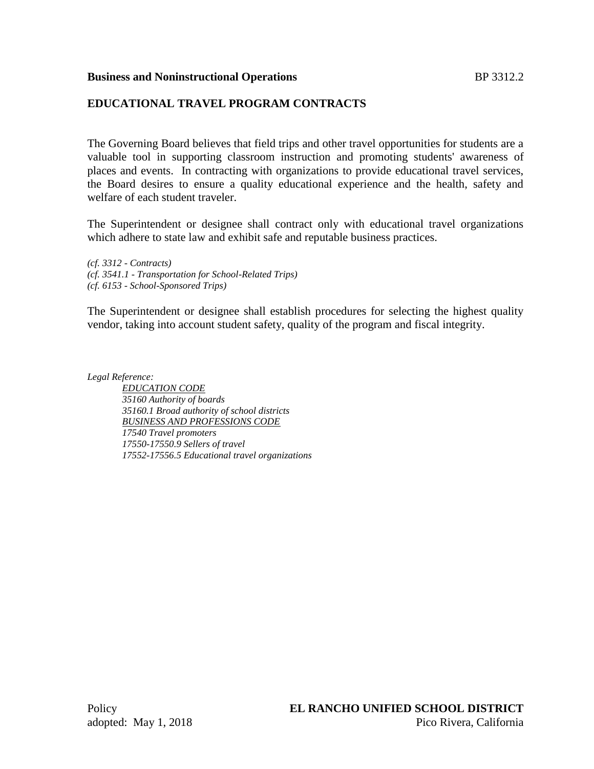**Business and Noninstructional Operations** BP 3312.2

## EDUCATIONAL TRAVEL PROGRAM CONTRACTS

The Governing Board believes that field trips and other travel opportunities for students are a valuable tool in supporting classroom instruction and promoting students' awareness of places and events. In contracting with organizations to provide educational travel services, the Board desires to ensure a quality educational experience and the health, safety and welfare of each student traveler.

The Superintendent or designee shall contract only with educational travel organizations which adhere to state law and exhibit safe and reputable business practices.

*(cf. 3312 - Contracts)*
*(cf. 3541.1 - Transportation for School-Related Trips)*
*(cf. 6153 - School-Sponsored Trips)*

The Superintendent or designee shall establish procedures for selecting the highest quality vendor, taking into account student safety, quality of the program and fiscal integrity.

*Legal Reference:*

*EDUCATION CODE*
*35160 Authority of boards*
*35160.1 Broad authority of school districts*
*BUSINESS AND PROFESSIONS CODE*
*17540 Travel promoters*
*17550-17550.9 Sellers of travel*
*17552-17556.5 Educational travel organizations*

Policy
adopted: May 1, 2018

**EL RANCHO UNIFIED SCHOOL DISTRICT**
Pico Rivera, California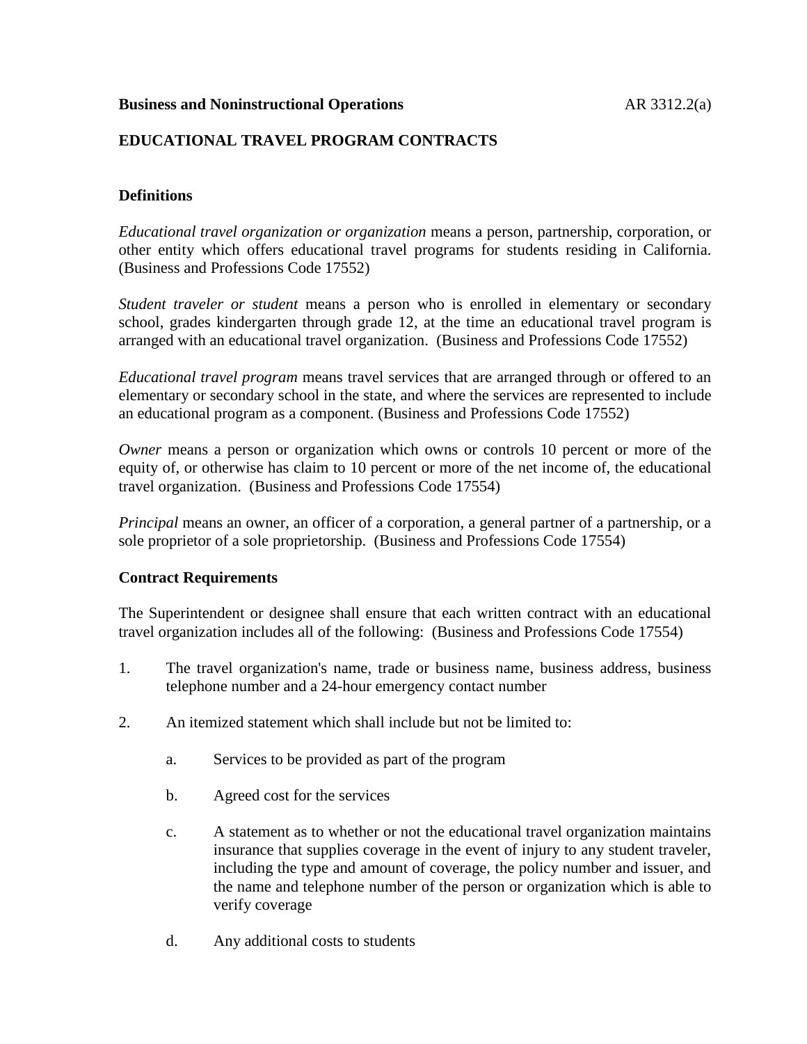**Business and Noninstructional Operations** AR 3312.2(a)

## EDUCATIONAL TRAVEL PROGRAM CONTRACTS

### Definitions

*Educational travel organization or organization* means a person, partnership, corporation, or other entity which offers educational travel programs for students residing in California. (Business and Professions Code 17552)

*Student traveler or student* means a person who is enrolled in elementary or secondary school, grades kindergarten through grade 12, at the time an educational travel program is arranged with an educational travel organization. (Business and Professions Code 17552)

*Educational travel program* means travel services that are arranged through or offered to an elementary or secondary school in the state, and where the services are represented to include an educational program as a component. (Business and Professions Code 17552)

*Owner* means a person or organization which owns or controls 10 percent or more of the equity of, or otherwise has claim to 10 percent or more of the net income of, the educational travel organization. (Business and Professions Code 17554)

*Principal* means an owner, an officer of a corporation, a general partner of a partnership, or a sole proprietor of a sole proprietorship. (Business and Professions Code 17554)

### Contract Requirements

The Superintendent or designee shall ensure that each written contract with an educational travel organization includes all of the following: (Business and Professions Code 17554)

1. The travel organization's name, trade or business name, business address, business telephone number and a 24-hour emergency contact number

2. An itemized statement which shall include but not be limited to:

   a. Services to be provided as part of the program

   b. Agreed cost for the services

   c. A statement as to whether or not the educational travel organization maintains insurance that supplies coverage in the event of injury to any student traveler, including the type and amount of coverage, the policy number and issuer, and the name and telephone number of the person or organization which is able to verify coverage

   d. Any additional costs to students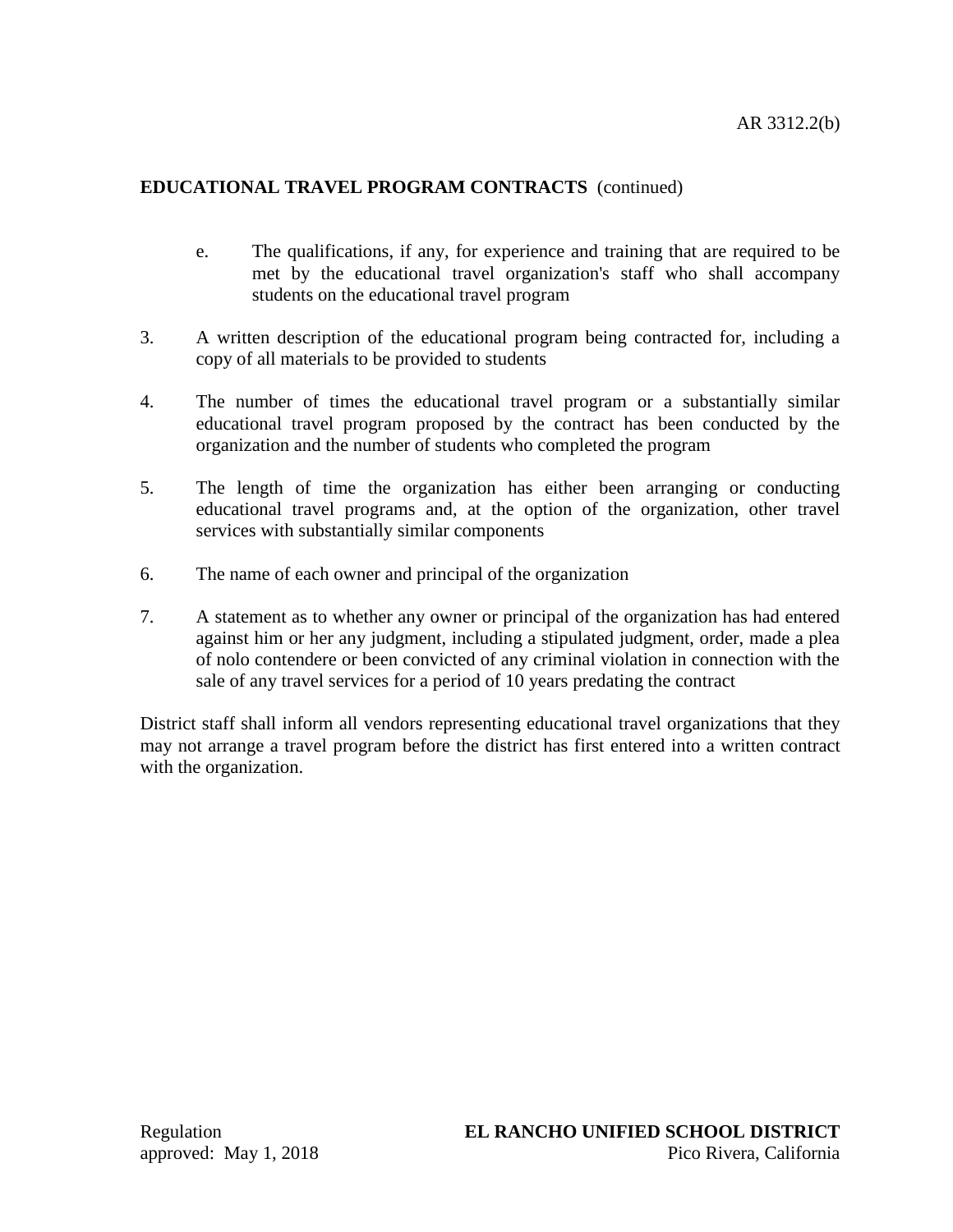**EDUCATIONAL TRAVEL PROGRAM CONTRACTS** (continued)

e. The qualifications, if any, for experience and training that are required to be met by the educational travel organization's staff who shall accompany students on the educational travel program

3. A written description of the educational program being contracted for, including a copy of all materials to be provided to students

4. The number of times the educational travel program or a substantially similar educational travel program proposed by the contract has been conducted by the organization and the number of students who completed the program

5. The length of time the organization has either been arranging or conducting educational travel programs and, at the option of the organization, other travel services with substantially similar components

6. The name of each owner and principal of the organization

7. A statement as to whether any owner or principal of the organization has had entered against him or her any judgment, including a stipulated judgment, order, made a plea of nolo contendere or been convicted of any criminal violation in connection with the sale of any travel services for a period of 10 years predating the contract

District staff shall inform all vendors representing educational travel organizations that they may not arrange a travel program before the district has first entered into a written contract with the organization.

Regulation
approved: May 1, 2018

**EL RANCHO UNIFIED SCHOOL DISTRICT**
Pico Rivera, California